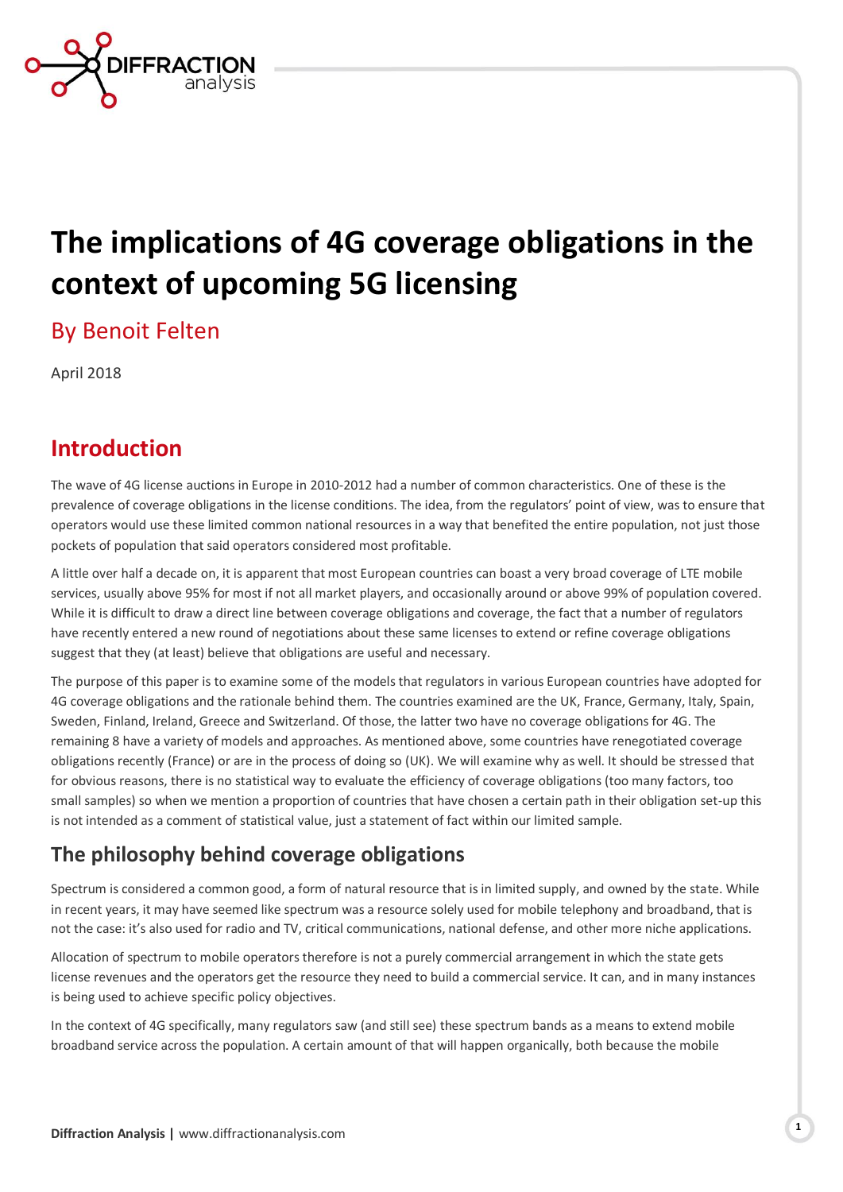# The implications of 4G coverage obligations in the context of upcoming 5G licensing

## By Benoit Felten

April 2018

## Introduction

The wave of 4G license auctions in Europe in 2010-2012 had a number of common characteristics. One of these is the prevalence of coverage obligations in the license conditions. The idea, from the regulators' point of view, was to ensure that operators would use these limited common national resources in a way that benefited the entire population, not just those pockets of population that said operators considered most profitable.

A little over half a decade on, it is apparent that most European countries can boast a very broad coverage of LTE mobile services, usually above 95% for most if not all market players, and occasionally around or above 99% of population covered. While it is difficult to draw a direct line between coverage obligations and coverage, the fact that a number of regulators have recently entered a new round of negotiations about these same licenses to extend or refine coverage obligations suggest that they (at least) believe that obligations are useful and necessary.

The purpose of this paper is to examine some of the models that regulators in various European countries have adopted for 4G coverage obligations and the rationale behind them. The countries examined are the UK, France, Germany, Italy, Spain, Sweden, Finland, Ireland, Greece and Switzerland. Of those, the latter two have no coverage obligations for 4G. The remaining 8 have a variety of models and approaches. As mentioned above, some countries have renegotiated coverage obligations recently (France) or are in the process of doing so (UK). We will examine why as well. It should be stressed that for obvious reasons, there is no statistical way to evaluate the efficiency of coverage obligations (too many factors, too small samples) so when we mention a proportion of countries that have chosen a certain path in their obligation set-up this is not intended as a comment of statistical value, just a statement of fact within our limited sample.

## The philosophy behind coverage obligations

Spectrum is considered a common good, a form of natural resource that is in limited supply, and owned by the state. While in recent years, it may have seemed like spectrum was a resource solely used for mobile telephony and broadband, that is not the case: it's also used for radio and TV, critical communications, national defense, and other more niche applications.

Allocation of spectrum to mobile operators therefore is not a purely commercial arrangement in which the state gets license revenues and the operators get the resource they need to build a commercial service. It can, and in many instances is being used to achieve specific policy objectives.

In the context of 4G specifically, many regulators saw (and still see) these spectrum bands as a means to extend mobile broadband service across the population. A certain amount of that will happen organically, both because the mobile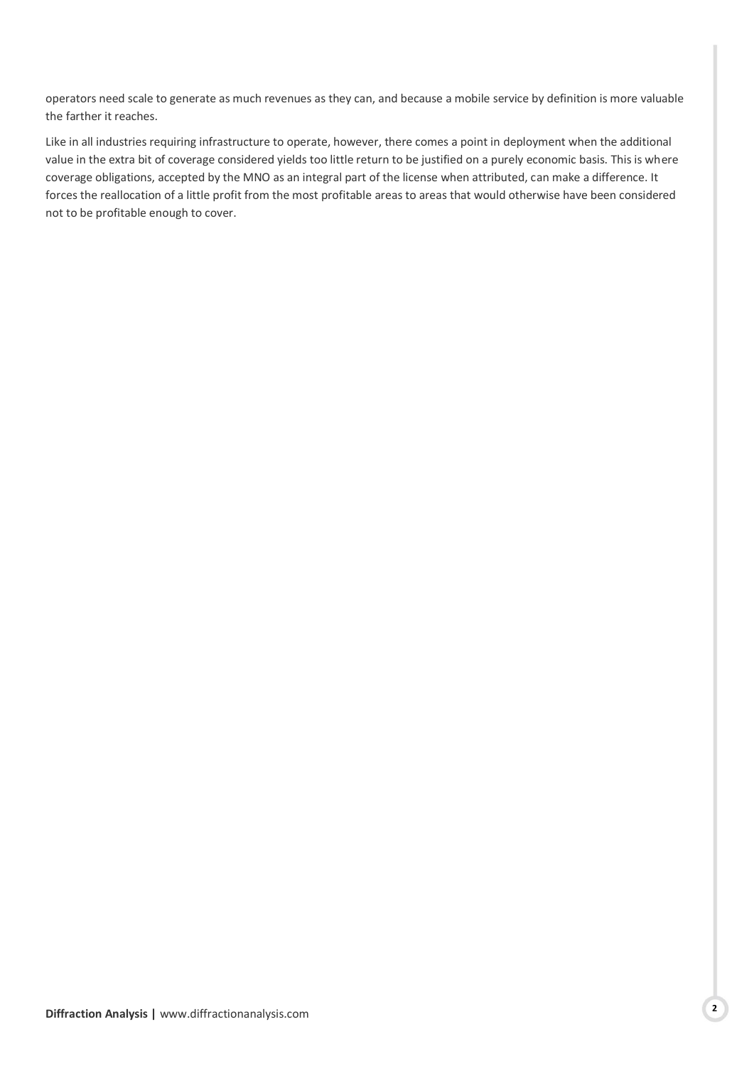operators need scale to generate as much revenues as they can, and because a mobile service by definition is more valuable the farther it reaches.

Like in all industries requiring infrastructure to operate, however, there comes a point in deployment when the additional value in the extra bit of coverage considered yields too little return to be justified on a purely economic basis. This is where coverage obligations, accepted by the MNO as an integral part of the license when attributed, can make a difference. It forces the reallocation of a little profit from the most profitable areas to areas that would otherwise have been considered not to be profitable enough to cover.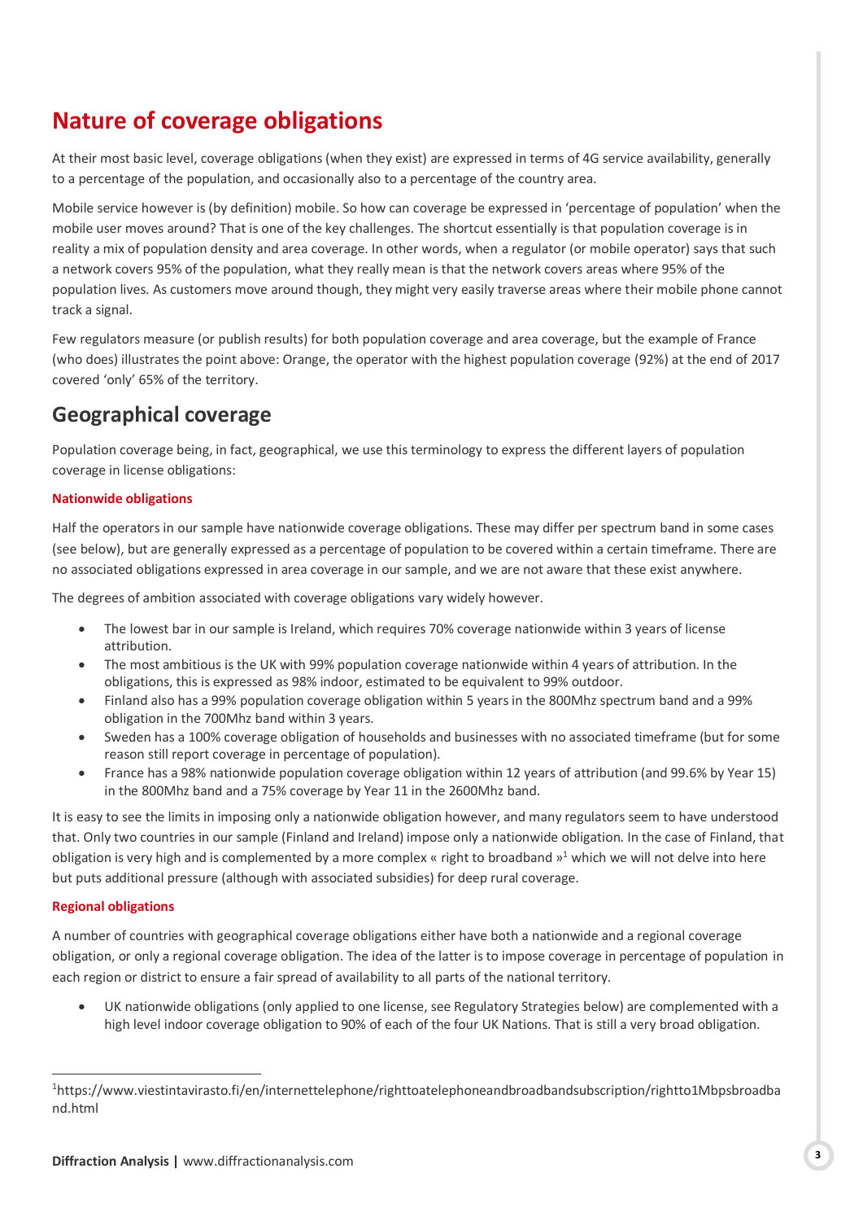# Nature of coverage obligations

At their most basic level, coverage obligations (when they exist) are expressed in terms of 4G service availability, generally to a percentage of the population, and occasionally also to a percentage of the country area.

Mobile service however is (by definition) mobile. So how can coverage be expressed in 'percentage of population' when the mobile user moves around? That is one of the key challenges. The shortcut essentially is that population coverage is in reality a mix of population density and area coverage. In other words, when a regulator (or mobile operator) says that such a network covers 95% of the population, what they really mean is that the network covers areas where 95% of the population lives. As customers move around though, they might very easily traverse areas where their mobile phone cannot track a signal.

Few regulators measure (or publish results) for both population coverage and area coverage, but the example of France (who does) illustrates the point above: Orange, the operator with the highest population coverage (92%) at the end of 2017 covered 'only' 65% of the territory.

## Geographical coverage

Population coverage being, in fact, geographical, we use this terminology to express the different layers of population coverage in license obligations:

### Nationwide obligations

Half the operators in our sample have nationwide coverage obligations. These may differ per spectrum band in some cases (see below), but are generally expressed as a percentage of population to be covered within a certain timeframe. There are no associated obligations expressed in area coverage in our sample, and we are not aware that these exist anywhere.

The degrees of ambition associated with coverage obligations vary widely however.

- The lowest bar in our sample is Ireland, which requires 70% coverage nationwide within 3 years of license attribution.
- The most ambitious is the UK with 99% population coverage nationwide within 4 years of attribution. In the obligations, this is expressed as 98% indoor, estimated to be equivalent to 99% outdoor.
- Finland also has a 99% population coverage obligation within 5 years in the 800Mhz spectrum band and a 99% obligation in the 700Mhz band within 3 years.
- Sweden has a 100% coverage obligation of households and businesses with no associated timeframe (but for some reason still report coverage in percentage of population).
- France has a 98% nationwide population coverage obligation within 12 years of attribution (and 99.6% by Year 15) in the 800Mhz band and a 75% coverage by Year 11 in the 2600Mhz band.

It is easy to see the limits in imposing only a nationwide obligation however, and many regulators seem to have understood that. Only two countries in our sample (Finland and Ireland) impose only a nationwide obligation. In the case of Finland, that obligation is very high and is complemented by a more complex « right to broadband »[1] which we will not delve into here but puts additional pressure (although with associated subsidies) for deep rural coverage.

### Regional obligations

A number of countries with geographical coverage obligations either have both a nationwide and a regional coverage obligation, or only a regional coverage obligation. The idea of the latter is to impose coverage in percentage of population in each region or district to ensure a fair spread of availability to all parts of the national territory.

- UK nationwide obligations (only applied to one license, see Regulatory Strategies below) are complemented with a high level indoor coverage obligation to 90% of each of the four UK Nations. That is still a very broad obligation.

[1]https://www.viestintavirasto.fi/en/internettelephone/righttoatelephoneandbroadbandsubscription/rightto1Mbpsbroadband.html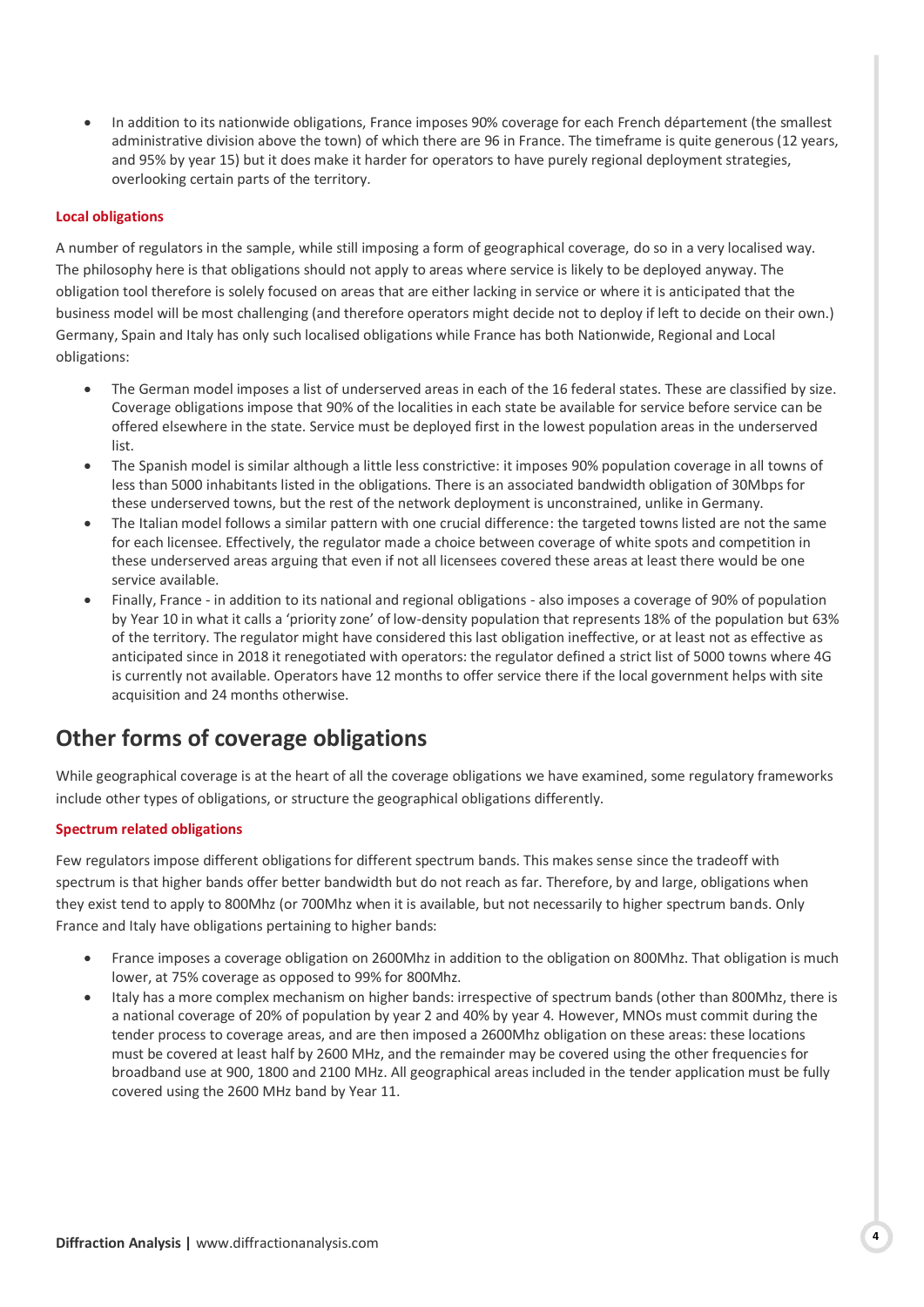- In addition to its nationwide obligations, France imposes 90% coverage for each French département (the smallest administrative division above the town) of which there are 96 in France. The timeframe is quite generous (12 years, and 95% by year 15) but it does make it harder for operators to have purely regional deployment strategies, overlooking certain parts of the territory.

### Local obligations

A number of regulators in the sample, while still imposing a form of geographical coverage, do so in a very localised way. The philosophy here is that obligations should not apply to areas where service is likely to be deployed anyway. The obligation tool therefore is solely focused on areas that are either lacking in service or where it is anticipated that the business model will be most challenging (and therefore operators might decide not to deploy if left to decide on their own.) Germany, Spain and Italy has only such localised obligations while France has both Nationwide, Regional and Local obligations:

- The German model imposes a list of underserved areas in each of the 16 federal states. These are classified by size. Coverage obligations impose that 90% of the localities in each state be available for service before service can be offered elsewhere in the state. Service must be deployed first in the lowest population areas in the underserved list.
- The Spanish model is similar although a little less constrictive: it imposes 90% population coverage in all towns of less than 5000 inhabitants listed in the obligations. There is an associated bandwidth obligation of 30Mbps for these underserved towns, but the rest of the network deployment is unconstrained, unlike in Germany.
- The Italian model follows a similar pattern with one crucial difference: the targeted towns listed are not the same for each licensee. Effectively, the regulator made a choice between coverage of white spots and competition in these underserved areas arguing that even if not all licensees covered these areas at least there would be one service available.
- Finally, France - in addition to its national and regional obligations - also imposes a coverage of 90% of population by Year 10 in what it calls a 'priority zone' of low-density population that represents 18% of the population but 63% of the territory. The regulator might have considered this last obligation ineffective, or at least not as effective as anticipated since in 2018 it renegotiated with operators: the regulator defined a strict list of 5000 towns where 4G is currently not available. Operators have 12 months to offer service there if the local government helps with site acquisition and 24 months otherwise.

## Other forms of coverage obligations

While geographical coverage is at the heart of all the coverage obligations we have examined, some regulatory frameworks include other types of obligations, or structure the geographical obligations differently.

### Spectrum related obligations

Few regulators impose different obligations for different spectrum bands. This makes sense since the tradeoff with spectrum is that higher bands offer better bandwidth but do not reach as far. Therefore, by and large, obligations when they exist tend to apply to 800Mhz (or 700Mhz when it is available, but not necessarily to higher spectrum bands. Only France and Italy have obligations pertaining to higher bands:

- France imposes a coverage obligation on 2600Mhz in addition to the obligation on 800Mhz. That obligation is much lower, at 75% coverage as opposed to 99% for 800Mhz.
- Italy has a more complex mechanism on higher bands: irrespective of spectrum bands (other than 800Mhz, there is a national coverage of 20% of population by year 2 and 40% by year 4. However, MNOs must commit during the tender process to coverage areas, and are then imposed a 2600Mhz obligation on these areas: these locations must be covered at least half by 2600 MHz, and the remainder may be covered using the other frequencies for broadband use at 900, 1800 and 2100 MHz. All geographical areas included in the tender application must be fully covered using the 2600 MHz band by Year 11.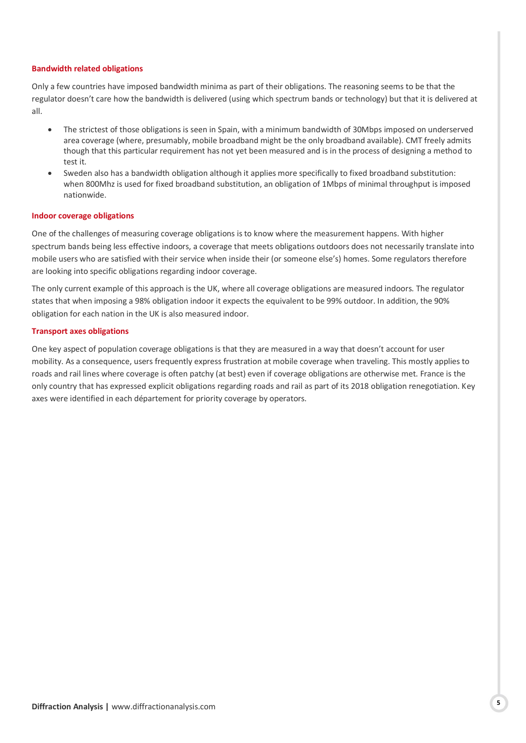### Bandwidth related obligations

Only a few countries have imposed bandwidth minima as part of their obligations. The reasoning seems to be that the regulator doesn't care how the bandwidth is delivered (using which spectrum bands or technology) but that it is delivered at all.

- The strictest of those obligations is seen in Spain, with a minimum bandwidth of 30Mbps imposed on underserved area coverage (where, presumably, mobile broadband might be the only broadband available). CMT freely admits though that this particular requirement has not yet been measured and is in the process of designing a method to test it.
- Sweden also has a bandwidth obligation although it applies more specifically to fixed broadband substitution: when 800Mhz is used for fixed broadband substitution, an obligation of 1Mbps of minimal throughput is imposed nationwide.

### Indoor coverage obligations

One of the challenges of measuring coverage obligations is to know where the measurement happens. With higher spectrum bands being less effective indoors, a coverage that meets obligations outdoors does not necessarily translate into mobile users who are satisfied with their service when inside their (or someone else's) homes. Some regulators therefore are looking into specific obligations regarding indoor coverage.

The only current example of this approach is the UK, where all coverage obligations are measured indoors. The regulator states that when imposing a 98% obligation indoor it expects the equivalent to be 99% outdoor. In addition, the 90% obligation for each nation in the UK is also measured indoor.

### Transport axes obligations

One key aspect of population coverage obligations is that they are measured in a way that doesn't account for user mobility. As a consequence, users frequently express frustration at mobile coverage when traveling. This mostly applies to roads and rail lines where coverage is often patchy (at best) even if coverage obligations are otherwise met. France is the only country that has expressed explicit obligations regarding roads and rail as part of its 2018 obligation renegotiation. Key axes were identified in each département for priority coverage by operators.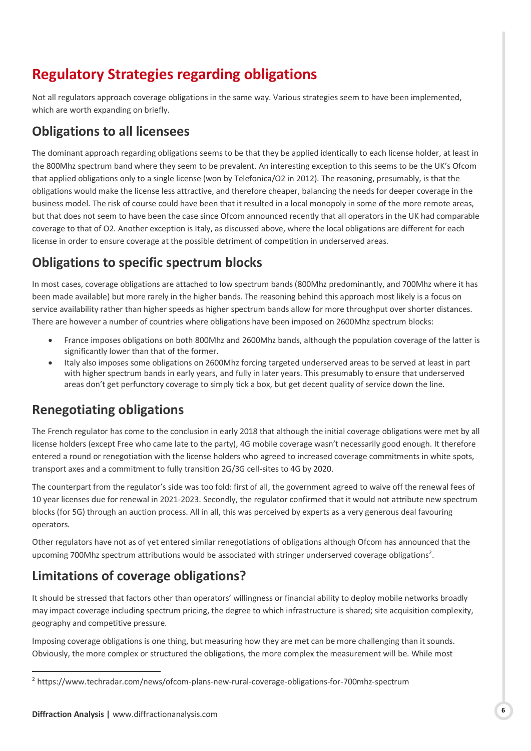# Regulatory Strategies regarding obligations

Not all regulators approach coverage obligations in the same way. Various strategies seem to have been implemented, which are worth expanding on briefly.

## Obligations to all licensees

The dominant approach regarding obligations seems to be that they be applied identically to each license holder, at least in the 800Mhz spectrum band where they seem to be prevalent. An interesting exception to this seems to be the UK's Ofcom that applied obligations only to a single license (won by Telefonica/O2 in 2012). The reasoning, presumably, is that the obligations would make the license less attractive, and therefore cheaper, balancing the needs for deeper coverage in the business model. The risk of course could have been that it resulted in a local monopoly in some of the more remote areas, but that does not seem to have been the case since Ofcom announced recently that all operators in the UK had comparable coverage to that of O2. Another exception is Italy, as discussed above, where the local obligations are different for each license in order to ensure coverage at the possible detriment of competition in underserved areas.

## Obligations to specific spectrum blocks

In most cases, coverage obligations are attached to low spectrum bands (800Mhz predominantly, and 700Mhz where it has been made available) but more rarely in the higher bands. The reasoning behind this approach most likely is a focus on service availability rather than higher speeds as higher spectrum bands allow for more throughput over shorter distances. There are however a number of countries where obligations have been imposed on 2600Mhz spectrum blocks:

- France imposes obligations on both 800Mhz and 2600Mhz bands, although the population coverage of the latter is significantly lower than that of the former.
- Italy also imposes some obligations on 2600Mhz forcing targeted underserved areas to be served at least in part with higher spectrum bands in early years, and fully in later years. This presumably to ensure that underserved areas don't get perfunctory coverage to simply tick a box, but get decent quality of service down the line.

## Renegotiating obligations

The French regulator has come to the conclusion in early 2018 that although the initial coverage obligations were met by all license holders (except Free who came late to the party), 4G mobile coverage wasn't necessarily good enough. It therefore entered a round or renegotiation with the license holders who agreed to increased coverage commitments in white spots, transport axes and a commitment to fully transition 2G/3G cell-sites to 4G by 2020.

The counterpart from the regulator's side was too fold: first of all, the government agreed to waive off the renewal fees of 10 year licenses due for renewal in 2021-2023. Secondly, the regulator confirmed that it would not attribute new spectrum blocks (for 5G) through an auction process. All in all, this was perceived by experts as a very generous deal favouring operators.

Other regulators have not as of yet entered similar renegotiations of obligations although Ofcom has announced that the upcoming 700Mhz spectrum attributions would be associated with stringer underserved coverage obligations[2].

## Limitations of coverage obligations?

It should be stressed that factors other than operators' willingness or financial ability to deploy mobile networks broadly may impact coverage including spectrum pricing, the degree to which infrastructure is shared; site acquisition complexity, geography and competitive pressure.

Imposing coverage obligations is one thing, but measuring how they are met can be more challenging than it sounds. Obviously, the more complex or structured the obligations, the more complex the measurement will be. While most

---

[2] https://www.techradar.com/news/ofcom-plans-new-rural-coverage-obligations-for-700mhz-spectrum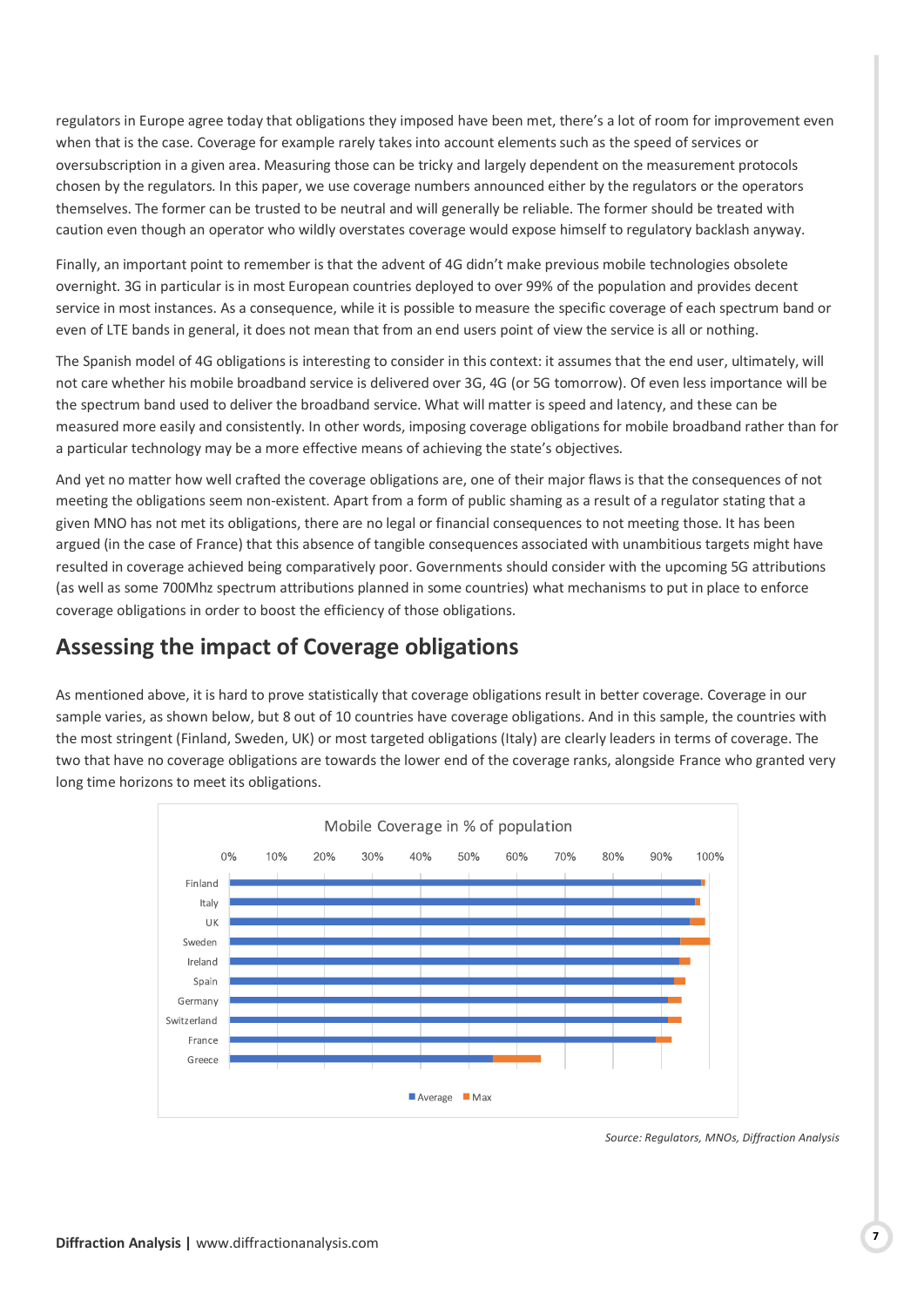regulators in Europe agree today that obligations they imposed have been met, there's a lot of room for improvement even when that is the case. Coverage for example rarely takes into account elements such as the speed of services or oversubscription in a given area. Measuring those can be tricky and largely dependent on the measurement protocols chosen by the regulators. In this paper, we use coverage numbers announced either by the regulators or the operators themselves. The former can be trusted to be neutral and will generally be reliable. The former should be treated with caution even though an operator who wildly overstates coverage would expose himself to regulatory backlash anyway.

Finally, an important point to remember is that the advent of 4G didn't make previous mobile technologies obsolete overnight. 3G in particular is in most European countries deployed to over 99% of the population and provides decent service in most instances. As a consequence, while it is possible to measure the specific coverage of each spectrum band or even of LTE bands in general, it does not mean that from an end users point of view the service is all or nothing.

The Spanish model of 4G obligations is interesting to consider in this context: it assumes that the end user, ultimately, will not care whether his mobile broadband service is delivered over 3G, 4G (or 5G tomorrow). Of even less importance will be the spectrum band used to deliver the broadband service. What will matter is speed and latency, and these can be measured more easily and consistently. In other words, imposing coverage obligations for mobile broadband rather than for a particular technology may be a more effective means of achieving the state's objectives.

And yet no matter how well crafted the coverage obligations are, one of their major flaws is that the consequences of not meeting the obligations seem non-existent. Apart from a form of public shaming as a result of a regulator stating that a given MNO has not met its obligations, there are no legal or financial consequences to not meeting those. It has been argued (in the case of France) that this absence of tangible consequences associated with unambitious targets might have resulted in coverage achieved being comparatively poor. Governments should consider with the upcoming 5G attributions (as well as some 700Mhz spectrum attributions planned in some countries) what mechanisms to put in place to enforce coverage obligations in order to boost the efficiency of those obligations.

## Assessing the impact of Coverage obligations

As mentioned above, it is hard to prove statistically that coverage obligations result in better coverage. Coverage in our sample varies, as shown below, but 8 out of 10 countries have coverage obligations. And in this sample, the countries with the most stringent (Finland, Sweden, UK) or most targeted obligations (Italy) are clearly leaders in terms of coverage. The two that have no coverage obligations are towards the lower end of the coverage ranks, alongside France who granted very long time horizons to meet its obligations.

**Mobile Coverage in % of population**

| Country | Average | Max |
|---|---|---|
| Finland | ~98% | ~99% |
| Italy | ~97% | ~98% |
| UK | ~96% | ~99% |
| Sweden | ~94% | ~100% |
| Ireland | ~94% | ~96% |
| Spain | ~93% | ~95% |
| Germany | ~91% | ~94% |
| Switzerland | ~91% | ~94% |
| France | ~89% | ~92% |
| Greece | ~55% | ~65% |

*Source: Regulators, MNOs, Diffraction Analysis*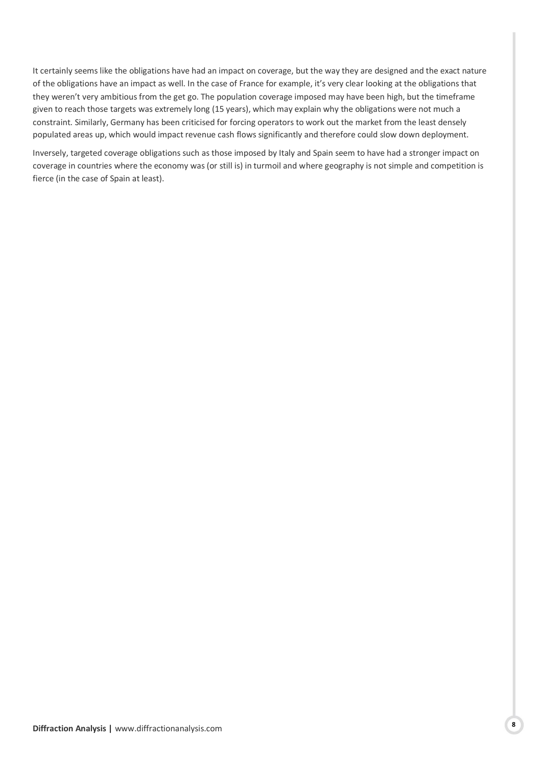It certainly seems like the obligations have had an impact on coverage, but the way they are designed and the exact nature of the obligations have an impact as well. In the case of France for example, it's very clear looking at the obligations that they weren't very ambitious from the get go. The population coverage imposed may have been high, but the timeframe given to reach those targets was extremely long (15 years), which may explain why the obligations were not much a constraint. Similarly, Germany has been criticised for forcing operators to work out the market from the least densely populated areas up, which would impact revenue cash flows significantly and therefore could slow down deployment.

Inversely, targeted coverage obligations such as those imposed by Italy and Spain seem to have had a stronger impact on coverage in countries where the economy was (or still is) in turmoil and where geography is not simple and competition is fierce (in the case of Spain at least).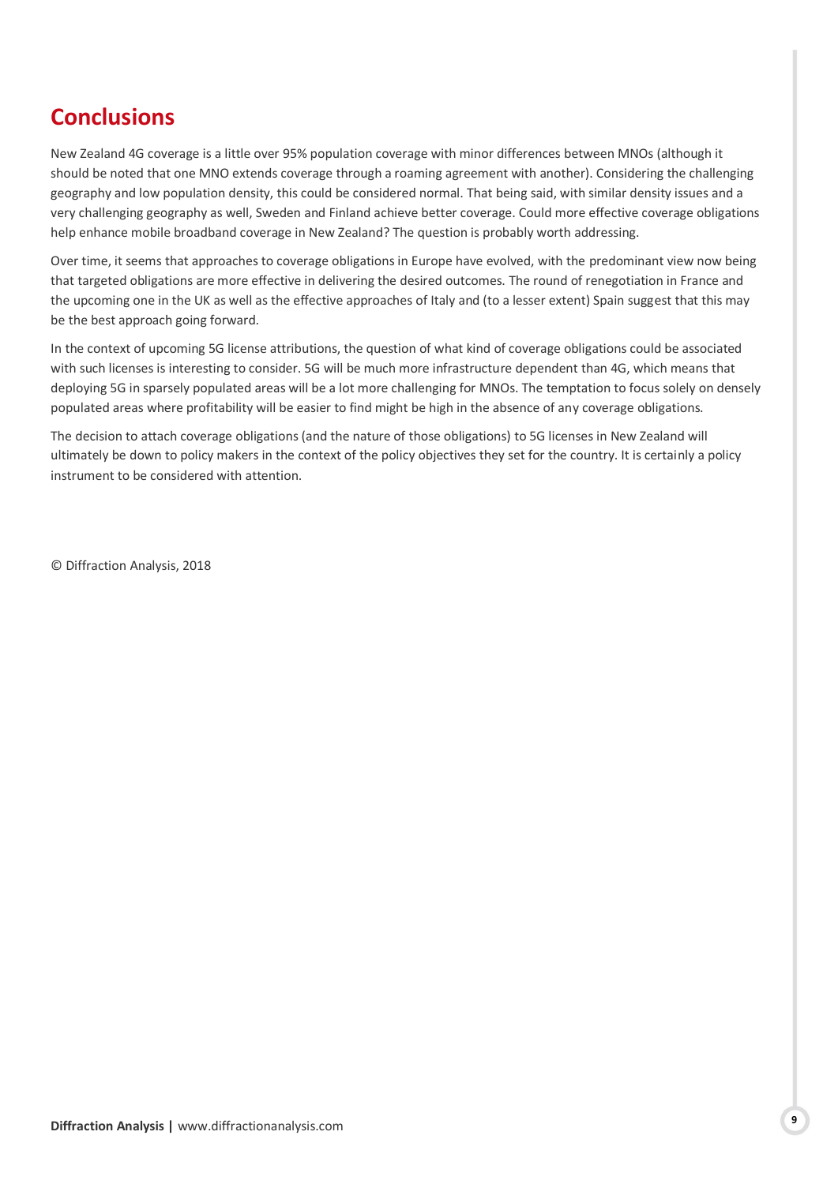# Conclusions

New Zealand 4G coverage is a little over 95% population coverage with minor differences between MNOs (although it should be noted that one MNO extends coverage through a roaming agreement with another). Considering the challenging geography and low population density, this could be considered normal. That being said, with similar density issues and a very challenging geography as well, Sweden and Finland achieve better coverage. Could more effective coverage obligations help enhance mobile broadband coverage in New Zealand? The question is probably worth addressing.

Over time, it seems that approaches to coverage obligations in Europe have evolved, with the predominant view now being that targeted obligations are more effective in delivering the desired outcomes. The round of renegotiation in France and the upcoming one in the UK as well as the effective approaches of Italy and (to a lesser extent) Spain suggest that this may be the best approach going forward.

In the context of upcoming 5G license attributions, the question of what kind of coverage obligations could be associated with such licenses is interesting to consider. 5G will be much more infrastructure dependent than 4G, which means that deploying 5G in sparsely populated areas will be a lot more challenging for MNOs. The temptation to focus solely on densely populated areas where profitability will be easier to find might be high in the absence of any coverage obligations.

The decision to attach coverage obligations (and the nature of those obligations) to 5G licenses in New Zealand will ultimately be down to policy makers in the context of the policy objectives they set for the country. It is certainly a policy instrument to be considered with attention.

© Diffraction Analysis, 2018